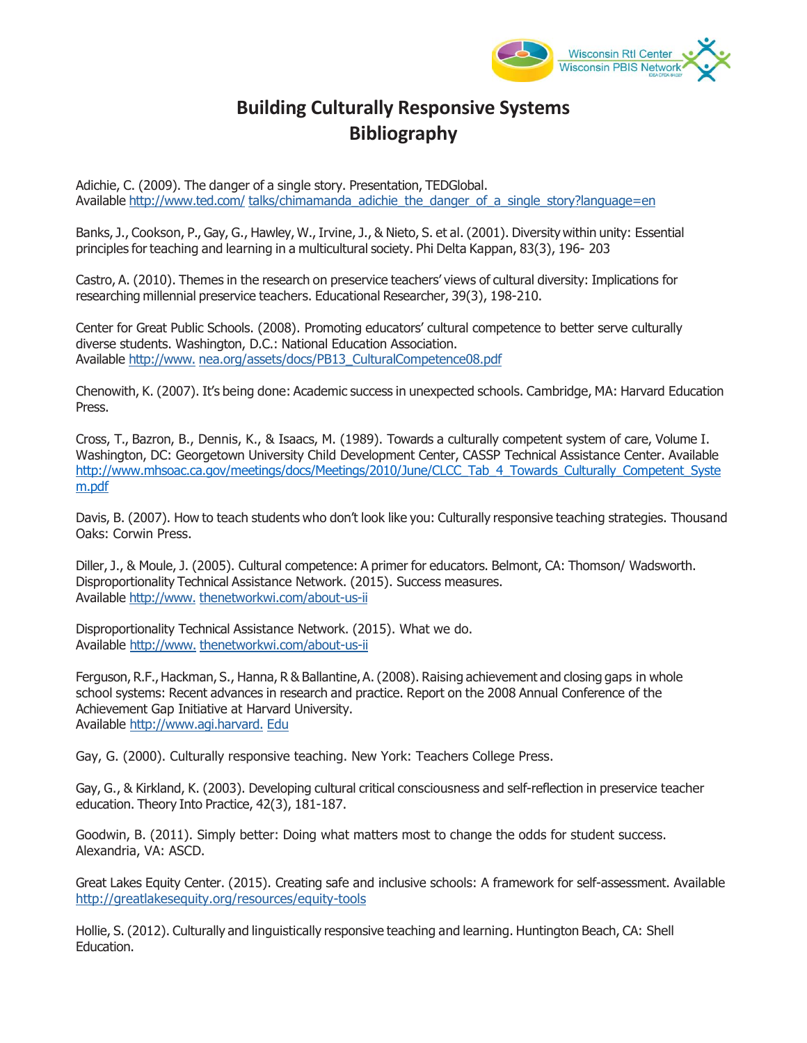# Building Culturally Responsive Systems
## Bibliography

Adichie, C. (2009). The danger of a single story. Presentation, TEDGlobal.
Available http://www.ted.com/ talks/chimamanda_adichie_the_danger_of_a_single_story?language=en

Banks, J., Cookson, P., Gay, G., Hawley, W., Irvine, J., & Nieto, S. et al. (2001). Diversity within unity: Essential principles for teaching and learning in a multicultural society. Phi Delta Kappan, 83(3), 196- 203

Castro, A. (2010). Themes in the research on preservice teachers' views of cultural diversity: Implications for researching millennial preservice teachers. Educational Researcher, 39(3), 198-210.

Center for Great Public Schools. (2008). Promoting educators' cultural competence to better serve culturally diverse students. Washington, D.C.: National Education Association.
Available http://www. nea.org/assets/docs/PB13_CulturalCompetence08.pdf

Chenowith, K. (2007). It's being done: Academic success in unexpected schools. Cambridge, MA: Harvard Education Press.

Cross, T., Bazron, B., Dennis, K., & Isaacs, M. (1989). Towards a culturally competent system of care, Volume I. Washington, DC: Georgetown University Child Development Center, CASSP Technical Assistance Center. Available http://www.mhsoac.ca.gov/meetings/docs/Meetings/2010/June/CLCC_Tab_4_Towards_Culturally_Competent_System.pdf

Davis, B. (2007). How to teach students who don't look like you: Culturally responsive teaching strategies. Thousand Oaks: Corwin Press.

Diller, J., & Moule, J. (2005). Cultural competence: A primer for educators. Belmont, CA: Thomson/ Wadsworth.
Disproportionality Technical Assistance Network. (2015). Success measures.
Available http://www. thenetworkwi.com/about-us-ii

Disproportionality Technical Assistance Network. (2015). What we do.
Available http://www. thenetworkwi.com/about-us-ii

Ferguson, R.F., Hackman, S., Hanna, R & Ballantine, A. (2008). Raising achievement and closing gaps in whole school systems: Recent advances in research and practice. Report on the 2008 Annual Conference of the Achievement Gap Initiative at Harvard University.
Available http://www.agi.harvard. Edu

Gay, G. (2000). Culturally responsive teaching. New York: Teachers College Press.

Gay, G., & Kirkland, K. (2003). Developing cultural critical consciousness and self-reflection in preservice teacher education. Theory Into Practice, 42(3), 181-187.

Goodwin, B. (2011). Simply better: Doing what matters most to change the odds for student success. Alexandria, VA: ASCD.

Great Lakes Equity Center. (2015). Creating safe and inclusive schools: A framework for self-assessment. Available http://greatlakesequity.org/resources/equity-tools

Hollie, S. (2012). Culturally and linguistically responsive teaching and learning. Huntington Beach, CA: Shell Education.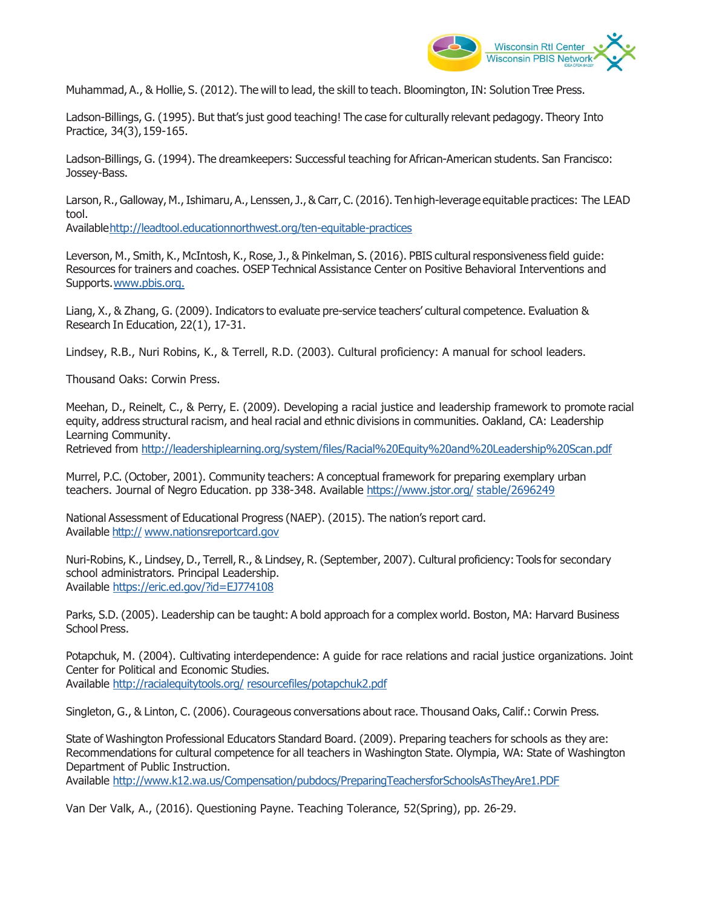Muhammad, A., & Hollie, S. (2012). The will to lead, the skill to teach. Bloomington, IN: Solution Tree Press.

Ladson-Billings, G. (1995). But that's just good teaching! The case for culturally relevant pedagogy. Theory Into Practice, 34(3), 159-165.

Ladson-Billings, G. (1994). The dreamkeepers: Successful teaching for African-American students. San Francisco: Jossey-Bass.

Larson, R., Galloway, M., Ishimaru, A., Lenssen, J., & Carr, C. (2016). Ten high-leverage equitable practices: The LEAD tool.
Available http://leadtool.educationnorthwest.org/ten-equitable-practices

Leverson, M., Smith, K., McIntosh, K., Rose, J., & Pinkelman, S. (2016). PBIS cultural responsiveness field guide: Resources for trainers and coaches. OSEP Technical Assistance Center on Positive Behavioral Interventions and Supports. www.pbis.org.

Liang, X., & Zhang, G. (2009). Indicators to evaluate pre-service teachers' cultural competence. Evaluation & Research In Education, 22(1), 17-31.

Lindsey, R.B., Nuri Robins, K., & Terrell, R.D. (2003). Cultural proficiency: A manual for school leaders.

Thousand Oaks: Corwin Press.

Meehan, D., Reinelt, C., & Perry, E. (2009). Developing a racial justice and leadership framework to promote racial equity, address structural racism, and heal racial and ethnic divisions in communities. Oakland, CA: Leadership Learning Community.
Retrieved from http://leadershiplearning.org/system/files/Racial%20Equity%20and%20Leadership%20Scan.pdf

Murrel, P.C. (October, 2001). Community teachers: A conceptual framework for preparing exemplary urban teachers. Journal of Negro Education. pp 338-348. Available https://www.jstor.org/ stable/2696249

National Assessment of Educational Progress (NAEP). (2015). The nation's report card.
Available http:// www.nationsreportcard.gov

Nuri-Robins, K., Lindsey, D., Terrell, R., & Lindsey, R. (September, 2007). Cultural proficiency: Tools for secondary school administrators. Principal Leadership.
Available https://eric.ed.gov/?id=EJ774108

Parks, S.D. (2005). Leadership can be taught: A bold approach for a complex world. Boston, MA: Harvard Business School Press.

Potapchuk, M. (2004). Cultivating interdependence: A guide for race relations and racial justice organizations. Joint Center for Political and Economic Studies.
Available http://racialequitytools.org/ resourcefiles/potapchuk2.pdf

Singleton, G., & Linton, C. (2006). Courageous conversations about race. Thousand Oaks, Calif.: Corwin Press.

State of Washington Professional Educators Standard Board. (2009). Preparing teachers for schools as they are: Recommendations for cultural competence for all teachers in Washington State. Olympia, WA: State of Washington Department of Public Instruction.
Available http://www.k12.wa.us/Compensation/pubdocs/PreparingTeachersforSchoolsAsTheyAre1.PDF

Van Der Valk, A., (2016). Questioning Payne. Teaching Tolerance, 52(Spring), pp. 26-29.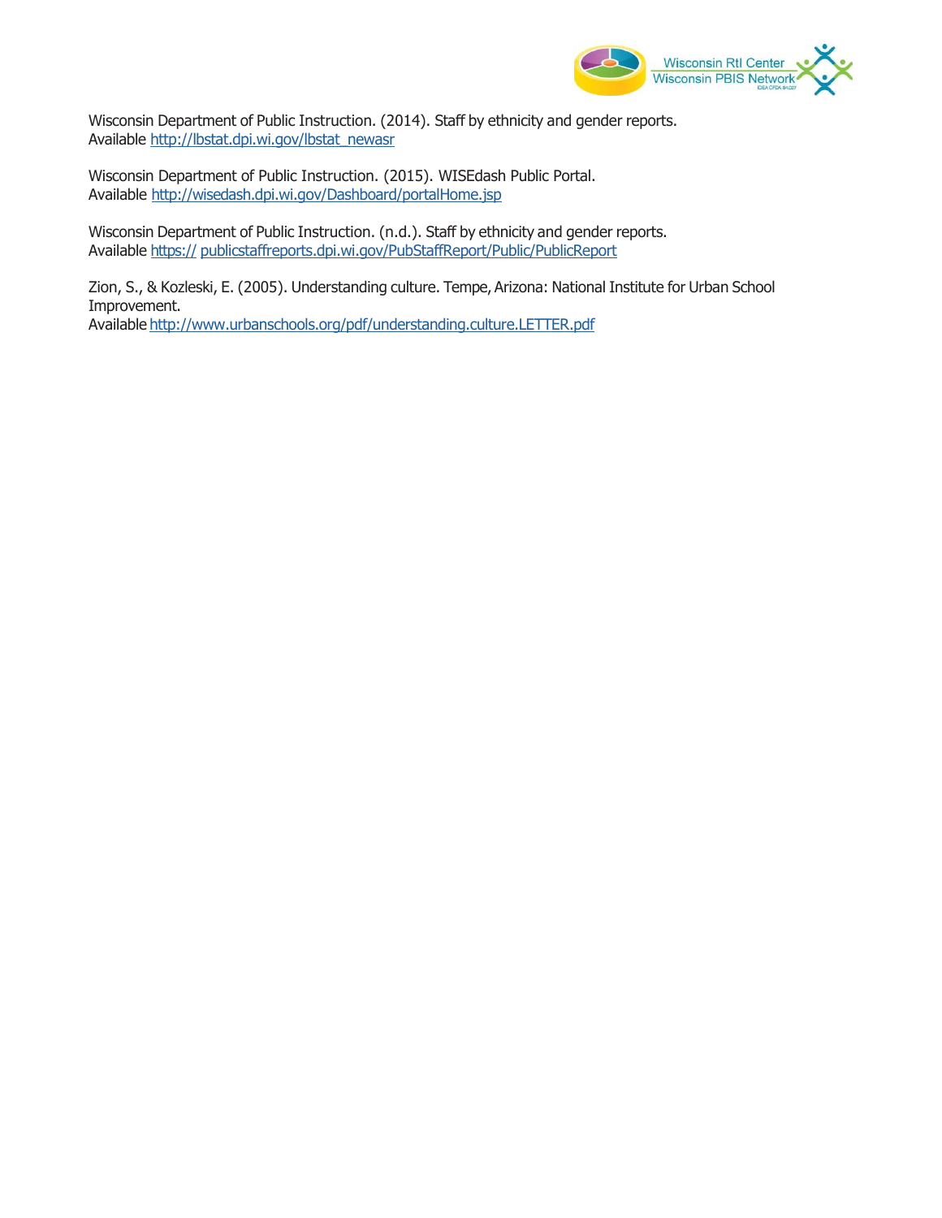Wisconsin Department of Public Instruction. (2014). Staff by ethnicity and gender reports.
Available http://lbstat.dpi.wi.gov/lbstat_newasr

Wisconsin Department of Public Instruction. (2015). WISEdash Public Portal.
Available http://wisedash.dpi.wi.gov/Dashboard/portalHome.jsp

Wisconsin Department of Public Instruction. (n.d.). Staff by ethnicity and gender reports.
Available https:// publicstaffreports.dpi.wi.gov/PubStaffReport/Public/PublicReport

Zion, S., & Kozleski, E. (2005). Understanding culture. Tempe, Arizona: National Institute for Urban School Improvement.
Available http://www.urbanschools.org/pdf/understanding.culture.LETTER.pdf